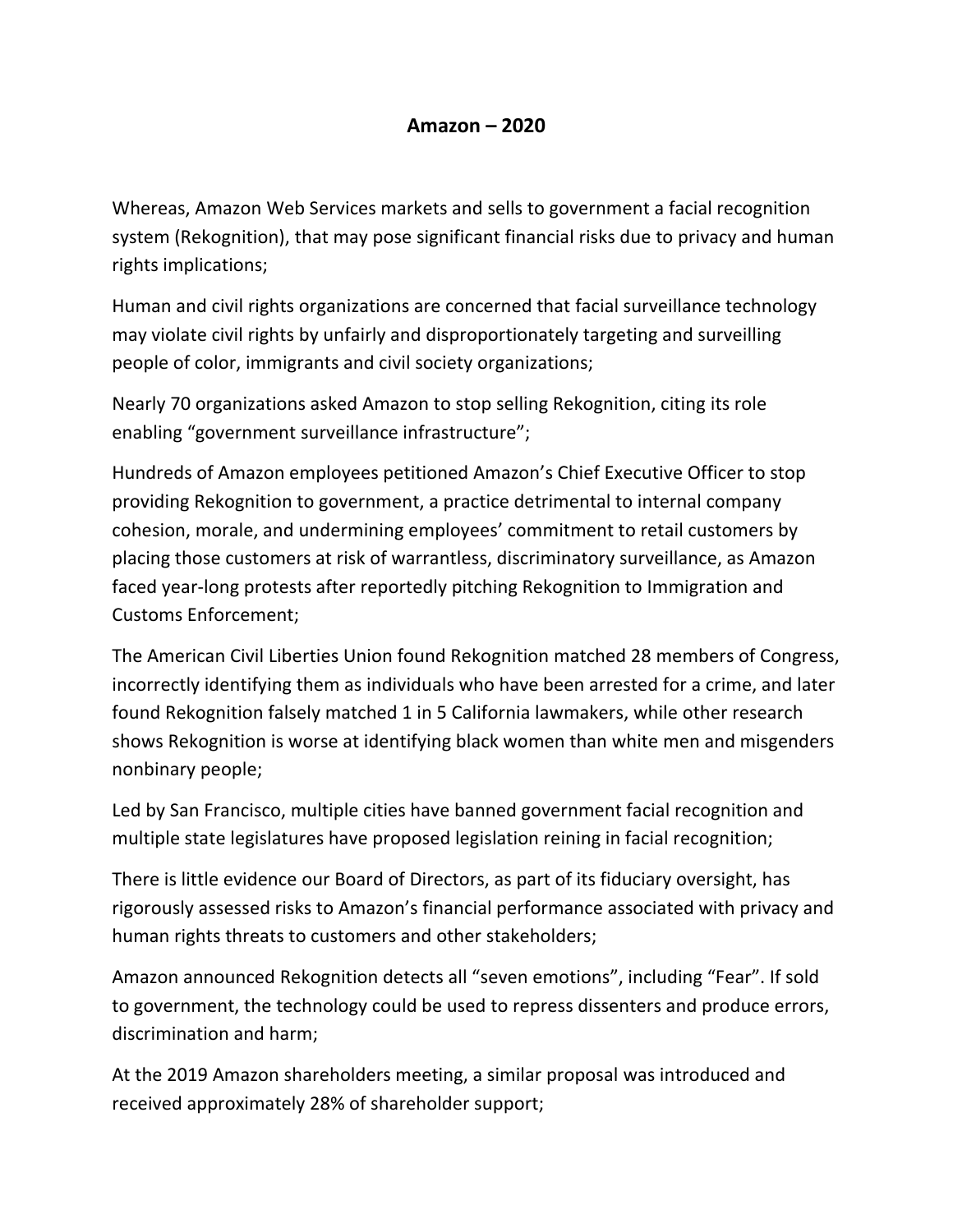# Amazon – 2020

Whereas, Amazon Web Services markets and sells to government a facial recognition system (Rekognition), that may pose significant financial risks due to privacy and human rights implications;

Human and civil rights organizations are concerned that facial surveillance technology may violate civil rights by unfairly and disproportionately targeting and surveilling people of color, immigrants and civil society organizations;

Nearly 70 organizations asked Amazon to stop selling Rekognition, citing its role enabling "government surveillance infrastructure";

Hundreds of Amazon employees petitioned Amazon's Chief Executive Officer to stop providing Rekognition to government, a practice detrimental to internal company cohesion, morale, and undermining employees' commitment to retail customers by placing those customers at risk of warrantless, discriminatory surveillance, as Amazon faced year-long protests after reportedly pitching Rekognition to Immigration and Customs Enforcement;

The American Civil Liberties Union found Rekognition matched 28 members of Congress, incorrectly identifying them as individuals who have been arrested for a crime, and later found Rekognition falsely matched 1 in 5 California lawmakers, while other research shows Rekognition is worse at identifying black women than white men and misgenders nonbinary people;

Led by San Francisco, multiple cities have banned government facial recognition and multiple state legislatures have proposed legislation reining in facial recognition;

There is little evidence our Board of Directors, as part of its fiduciary oversight, has rigorously assessed risks to Amazon's financial performance associated with privacy and human rights threats to customers and other stakeholders;

Amazon announced Rekognition detects all "seven emotions", including "Fear". If sold to government, the technology could be used to repress dissenters and produce errors, discrimination and harm;

At the 2019 Amazon shareholders meeting, a similar proposal was introduced and received approximately 28% of shareholder support;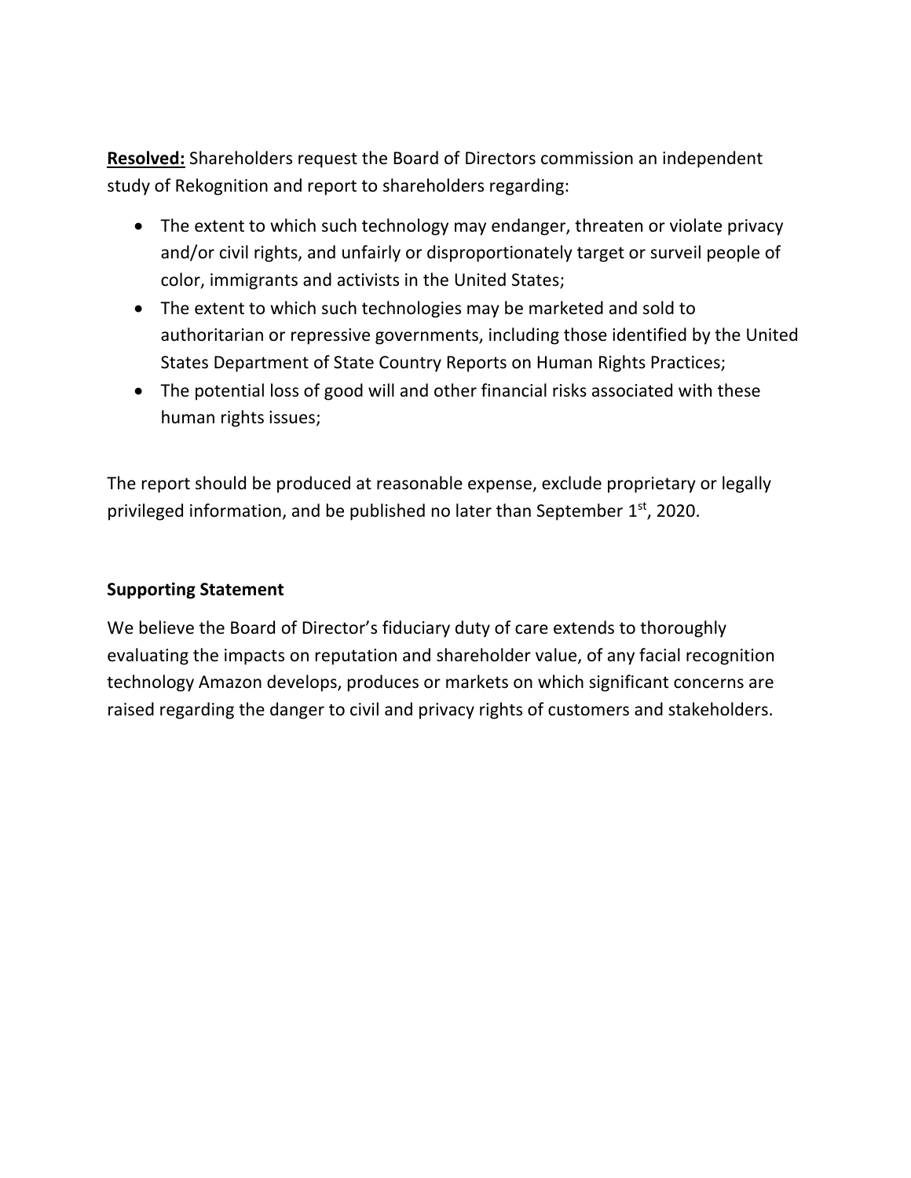**Resolved:** Shareholders request the Board of Directors commission an independent study of Rekognition and report to shareholders regarding:

- The extent to which such technology may endanger, threaten or violate privacy and/or civil rights, and unfairly or disproportionately target or surveil people of color, immigrants and activists in the United States;
- The extent to which such technologies may be marketed and sold to authoritarian or repressive governments, including those identified by the United States Department of State Country Reports on Human Rights Practices;
- The potential loss of good will and other financial risks associated with these human rights issues;

The report should be produced at reasonable expense, exclude proprietary or legally privileged information, and be published no later than September 1st, 2020.

**Supporting Statement**

We believe the Board of Director's fiduciary duty of care extends to thoroughly evaluating the impacts on reputation and shareholder value, of any facial recognition technology Amazon develops, produces or markets on which significant concerns are raised regarding the danger to civil and privacy rights of customers and stakeholders.